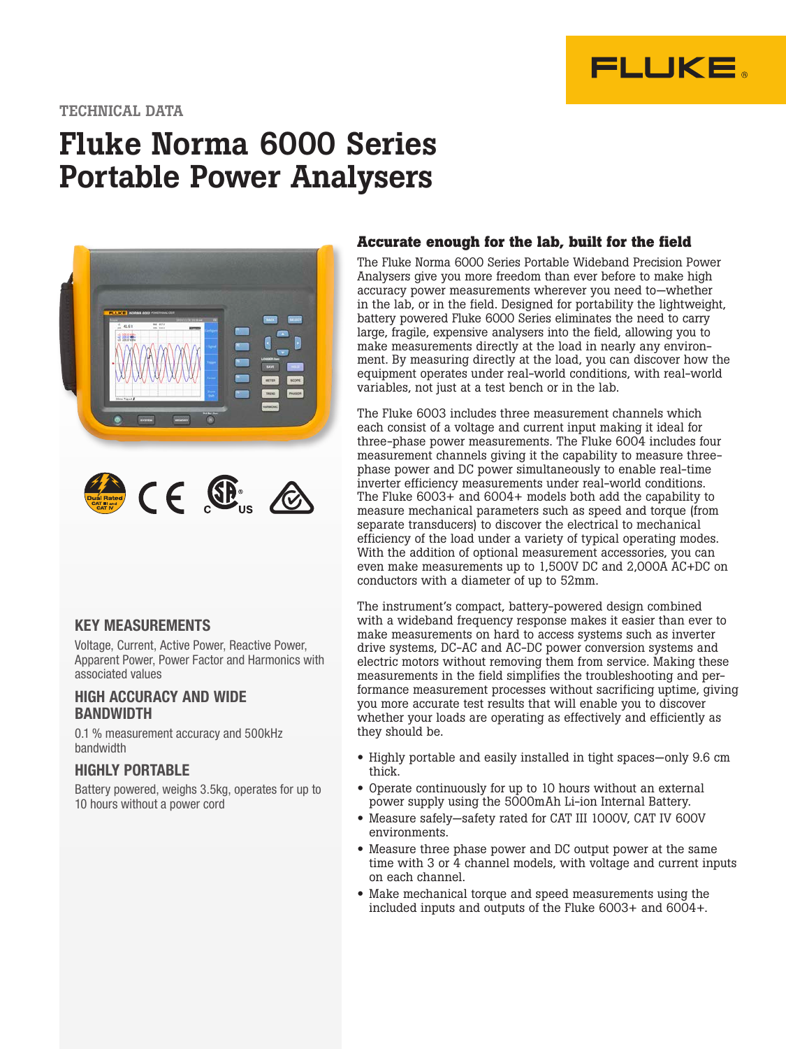TECHNICAL DATA

# Fluke Norma 6000 Series Portable Power Analysers

### KEY MEASUREMENTS

Voltage, Current, Active Power, Reactive Power, Apparent Power, Power Factor and Harmonics with associated values

### HIGH ACCURACY AND WIDE BANDWIDTH

0.1 % measurement accuracy and 500kHz bandwidth

### HIGHLY PORTABLE

Battery powered, weighs 3.5kg, operates for up to 10 hours without a power cord

## Accurate enough for the lab, built for the field

The Fluke Norma 6000 Series Portable Wideband Precision Power Analysers give you more freedom than ever before to make high accuracy power measurements wherever you need to—whether in the lab, or in the field. Designed for portability the lightweight, battery powered Fluke 6000 Series eliminates the need to carry large, fragile, expensive analysers into the field, allowing you to make measurements directly at the load in nearly any environment. By measuring directly at the load, you can discover how the equipment operates under real-world conditions, with real-world variables, not just at a test bench or in the lab.

The Fluke 6003 includes three measurement channels which each consist of a voltage and current input making it ideal for three-phase power measurements. The Fluke 6004 includes four measurement channels giving it the capability to measure three-phase power and DC power simultaneously to enable real-time inverter efficiency measurements under real-world conditions. The Fluke 6003+ and 6004+ models both add the capability to measure mechanical parameters such as speed and torque (from separate transducers) to discover the electrical to mechanical efficiency of the load under a variety of typical operating modes. With the addition of optional measurement accessories, you can even make measurements up to 1,500V DC and 2,000A AC+DC on conductors with a diameter of up to 52mm.

The instrument's compact, battery-powered design combined with a wideband frequency response makes it easier than ever to make measurements on hard to access systems such as inverter drive systems, DC-AC and AC-DC power conversion systems and electric motors without removing them from service. Making these measurements in the field simplifies the troubleshooting and performance measurement processes without sacrificing uptime, giving you more accurate test results that will enable you to discover whether your loads are operating as effectively and efficiently as they should be.

- Highly portable and easily installed in tight spaces—only 9.6 cm thick.
- Operate continuously for up to 10 hours without an external power supply using the 5000mAh Li-ion Internal Battery.
- Measure safely—safety rated for CAT III 1000V, CAT IV 600V environments.
- Measure three phase power and DC output power at the same time with 3 or 4 channel models, with voltage and current inputs on each channel.
- Make mechanical torque and speed measurements using the included inputs and outputs of the Fluke 6003+ and 6004+.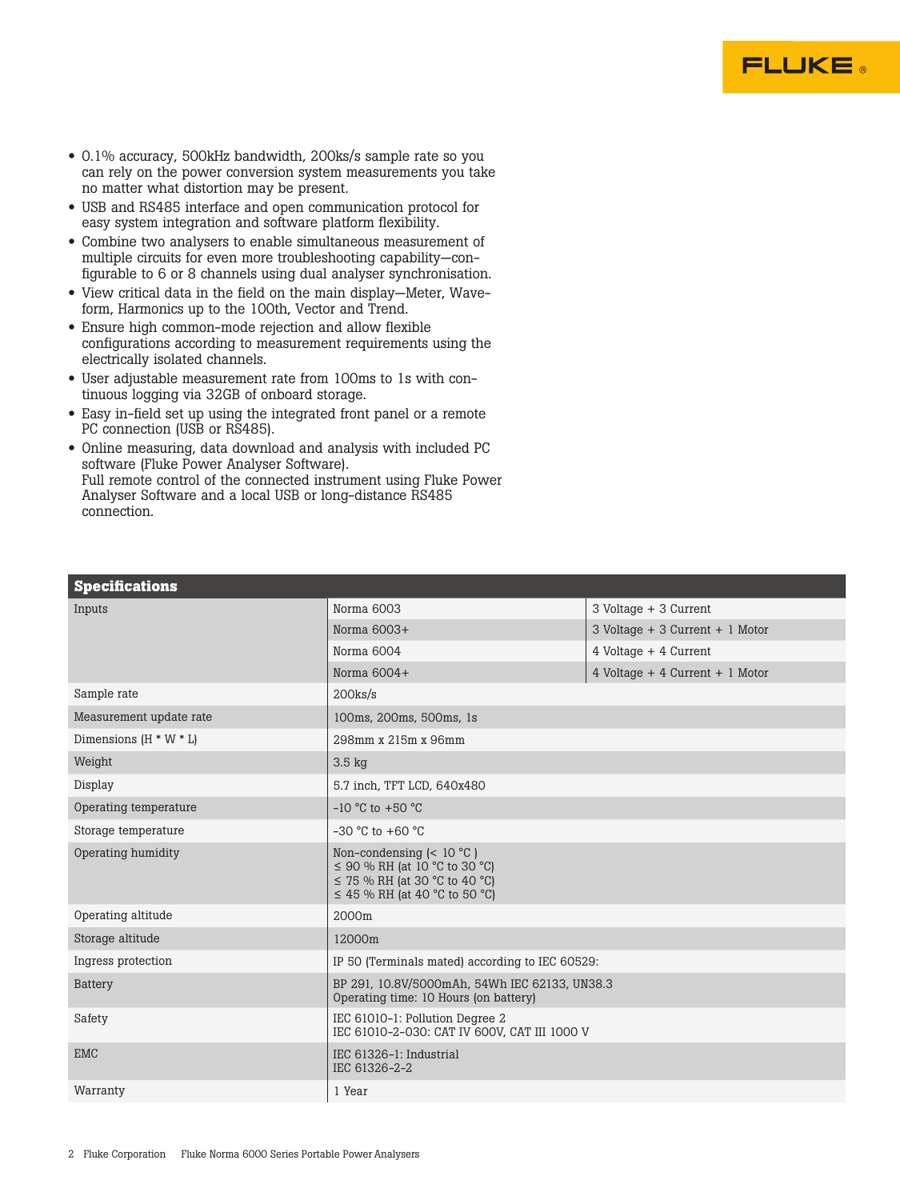- 0.1% accuracy, 500kHz bandwidth, 200ks/s sample rate so you can rely on the power conversion system measurements you take no matter what distortion may be present.
- USB and RS485 interface and open communication protocol for easy system integration and software platform flexibility.
- Combine two analysers to enable simultaneous measurement of multiple circuits for even more troubleshooting capability—configurable to 6 or 8 channels using dual analyser synchronisation.
- View critical data in the field on the main display—Meter, Waveform, Harmonics up to the 100th, Vector and Trend.
- Ensure high common-mode rejection and allow flexible configurations according to measurement requirements using the electrically isolated channels.
- User adjustable measurement rate from 100ms to 1s with continuous logging via 32GB of onboard storage.
- Easy in-field set up using the integrated front panel or a remote PC connection (USB or RS485).
- Online measuring, data download and analysis with included PC software (Fluke Power Analyser Software).
  Full remote control of the connected instrument using Fluke Power Analyser Software and a local USB or long-distance RS485 connection.

| Specifications | | |
|---|---|---|
| Inputs | Norma 6003 | 3 Voltage + 3 Current |
| | Norma 6003+ | 3 Voltage + 3 Current + 1 Motor |
| | Norma 6004 | 4 Voltage + 4 Current |
| | Norma 6004+ | 4 Voltage + 4 Current + 1 Motor |
| Sample rate | 200ks/s | |
| Measurement update rate | 100ms, 200ms, 500ms, 1s | |
| Dimensions (H * W * L) | 298mm x 215m x 96mm | |
| Weight | 3.5 kg | |
| Display | 5.7 inch, TFT LCD, 640x480 | |
| Operating temperature | -10 °C to +50 °C | |
| Storage temperature | -30 °C to +60 °C | |
| Operating humidity | Non-condensing (< 10 °C )<br>≤ 90 % RH (at 10 °C to 30 °C)<br>≤ 75 % RH (at 30 °C to 40 °C)<br>≤ 45 % RH (at 40 °C to 50 °C) | |
| Operating altitude | 2000m | |
| Storage altitude | 12000m | |
| Ingress protection | IP 50 (Terminals mated) according to IEC 60529: | |
| Battery | BP 291, 10.8V/5000mAh, 54Wh IEC 62133, UN38.3<br>Operating time: 10 Hours (on battery) | |
| Safety | IEC 61010-1: Pollution Degree 2<br>IEC 61010-2-030: CAT IV 600V, CAT III 1000 V | |
| EMC | IEC 61326-1: Industrial<br>IEC 61326-2-2 | |
| Warranty | 1 Year | |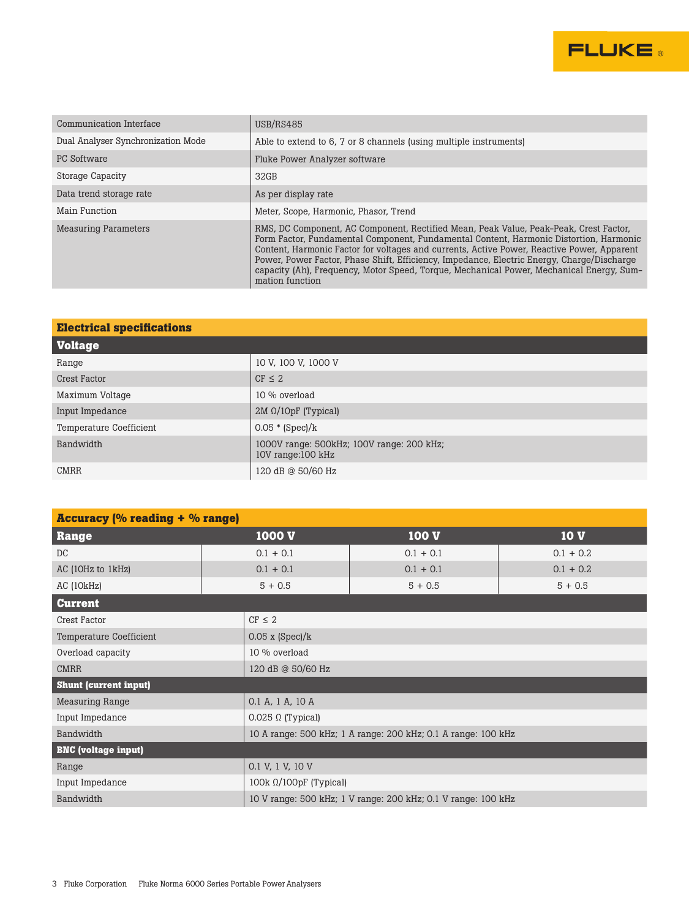| | |
|---|---|
| Communication Interface | USB/RS485 |
| Dual Analyser Synchronization Mode | Able to extend to 6, 7 or 8 channels (using multiple instruments) |
| PC Software | Fluke Power Analyzer software |
| Storage Capacity | 32GB |
| Data trend storage rate | As per display rate |
| Main Function | Meter, Scope, Harmonic, Phasor, Trend |
| Measuring Parameters | RMS, DC Component, AC Component, Rectified Mean, Peak Value, Peak-Peak, Crest Factor, Form Factor, Fundamental Component, Fundamental Content, Harmonic Distortion, Harmonic Content, Harmonic Factor for voltages and currents, Active Power, Reactive Power, Apparent Power, Power Factor, Phase Shift, Efficiency, Impedance, Electric Energy, Charge/Discharge capacity (Ah), Frequency, Motor Speed, Torque, Mechanical Power, Mechanical Energy, Summation function |

## Electrical specifications

### Voltage

| | |
|---|---|
| Range | 10 V, 100 V, 1000 V |
| Crest Factor | CF ≤ 2 |
| Maximum Voltage | 10 % overload |
| Input Impedance | 2M Ω/10pF (Typical) |
| Temperature Coefficient | 0.05 * (Spec)/k |
| Bandwidth | 1000V range: 500kHz; 100V range: 200 kHz; 10V range:100 kHz |
| CMRR | 120 dB @ 50/60 Hz |

### Accuracy (% reading + % range)

| Range | 1000 V | 100 V | 10 V |
|---|---|---|---|
| DC | 0.1 + 0.1 | 0.1 + 0.1 | 0.1 + 0.2 |
| AC (10Hz to 1kHz) | 0.1 + 0.1 | 0.1 + 0.1 | 0.1 + 0.2 |
| AC (10kHz) | 5 + 0.5 | 5 + 0.5 | 5 + 0.5 |

### Current

| | |
|---|---|
| Crest Factor | CF ≤ 2 |
| Temperature Coefficient | 0.05 x (Spec)/k |
| Overload capacity | 10 % overload |
| CMRR | 120 dB @ 50/60 Hz |

#### Shunt (current input)

| | |
|---|---|
| Measuring Range | 0.1 A, 1 A, 10 A |
| Input Impedance | 0.025 Ω (Typical) |
| Bandwidth | 10 A range: 500 kHz; 1 A range: 200 kHz; 0.1 A range: 100 kHz |

#### BNC (voltage input)

| | |
|---|---|
| Range | 0.1 V, 1 V, 10 V |
| Input Impedance | 100k Ω/100pF (Typical) |
| Bandwidth | 10 V range: 500 kHz; 1 V range: 200 kHz; 0.1 V range: 100 kHz |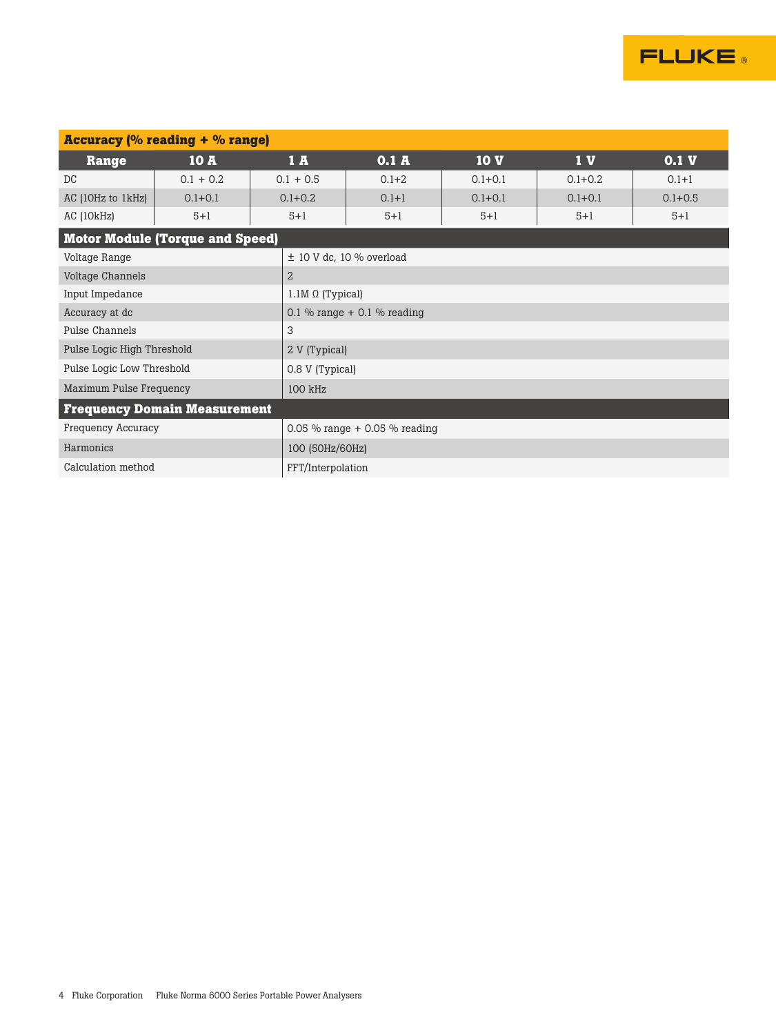## Accuracy (% reading + % range)

| Range | 10 A | 1 A | 0.1 A | 10 V | 1 V | 0.1 V |
|---|---|---|---|---|---|---|
| DC | 0.1 + 0.2 | 0.1 + 0.5 | 0.1+2 | 0.1+0.1 | 0.1+0.2 | 0.1+1 |
| AC (10Hz to 1kHz) | 0.1+0.1 | 0.1+0.2 | 0.1+1 | 0.1+0.1 | 0.1+0.1 | 0.1+0.5 |
| AC (10kHz) | 5+1 | 5+1 | 5+1 | 5+1 | 5+1 | 5+1 |

## Motor Module (Torque and Speed)

| | |
|---|---|
| Voltage Range | ± 10 V dc, 10 % overload |
| Voltage Channels | 2 |
| Input Impedance | 1.1M Ω (Typical) |
| Accuracy at dc | 0.1 % range + 0.1 % reading |
| Pulse Channels | 3 |
| Pulse Logic High Threshold | 2 V (Typical) |
| Pulse Logic Low Threshold | 0.8 V (Typical) |
| Maximum Pulse Frequency | 100 kHz |

## Frequency Domain Measurement

| | |
|---|---|
| Frequency Accuracy | 0.05 % range + 0.05 % reading |
| Harmonics | 100 (50Hz/60Hz) |
| Calculation method | FFT/Interpolation |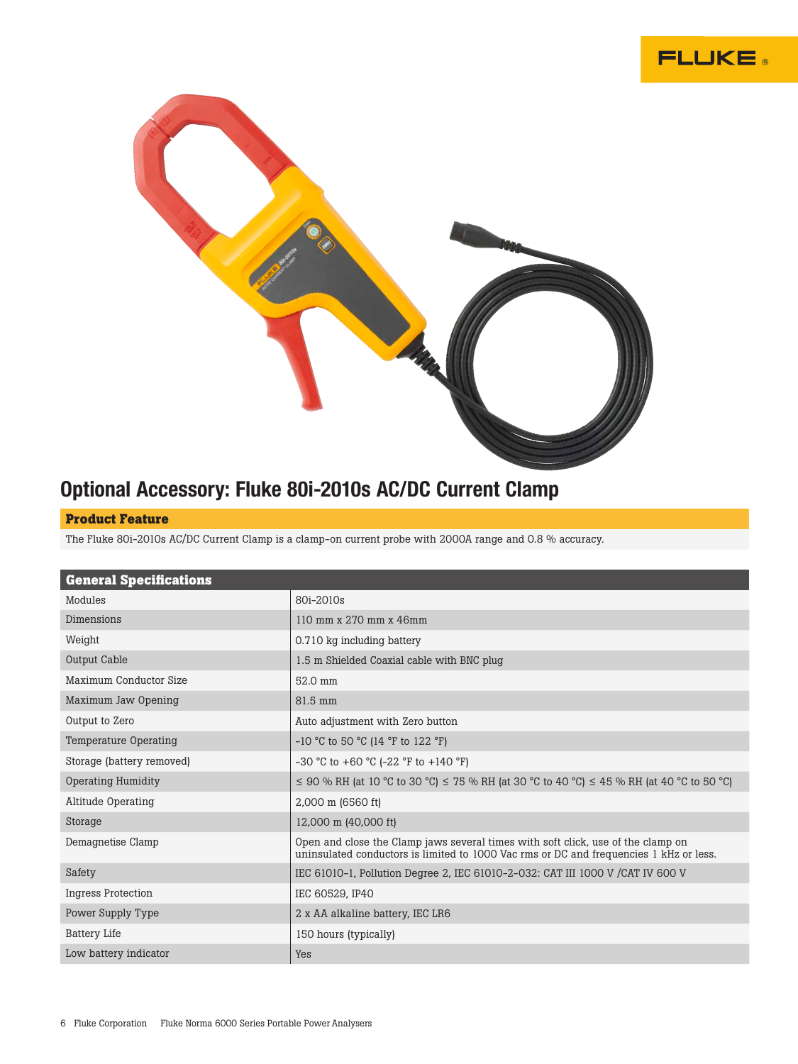# Optional Accessory: Fluke 80i-2010s AC/DC Current Clamp

## Product Feature

The Fluke 80i-2010s AC/DC Current Clamp is a clamp-on current probe with 2000A range and 0.8 % accuracy.

| General Specifications | |
|---|---|
| Modules | 80i-2010s |
| Dimensions | 110 mm x 270 mm x 46mm |
| Weight | 0.710 kg including battery |
| Output Cable | 1.5 m Shielded Coaxial cable with BNC plug |
| Maximum Conductor Size | 52.0 mm |
| Maximum Jaw Opening | 81.5 mm |
| Output to Zero | Auto adjustment with Zero button |
| Temperature Operating | -10 °C to 50 °C (14 °F to 122 °F) |
| Storage (battery removed) | -30 °C to +60 °C (-22 °F to +140 °F) |
| Operating Humidity | ≤ 90 % RH (at 10 °C to 30 °C) ≤ 75 % RH (at 30 °C to 40 °C) ≤ 45 % RH (at 40 °C to 50 °C) |
| Altitude Operating | 2,000 m (6560 ft) |
| Storage | 12,000 m (40,000 ft) |
| Demagnetise Clamp | Open and close the Clamp jaws several times with soft click, use of the clamp on uninsulated conductors is limited to 1000 Vac rms or DC and frequencies 1 kHz or less. |
| Safety | IEC 61010-1, Pollution Degree 2, IEC 61010-2-032: CAT III 1000 V /CAT IV 600 V |
| Ingress Protection | IEC 60529, IP40 |
| Power Supply Type | 2 x AA alkaline battery, IEC LR6 |
| Battery Life | 150 hours (typically) |
| Low battery indicator | Yes |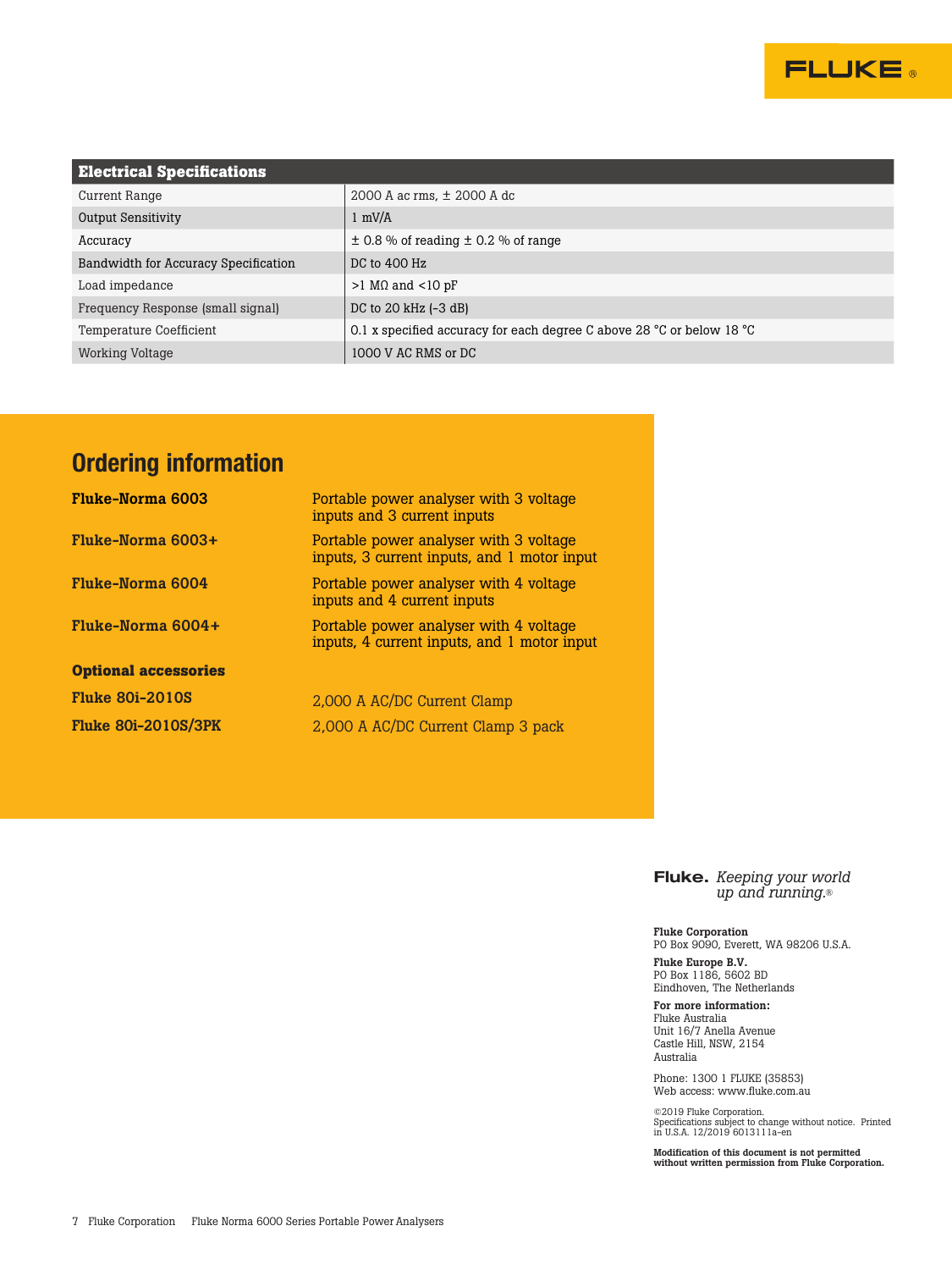| Electrical Specifications | |
|---|---|
| Current Range | 2000 A ac rms, ± 2000 A dc |
| Output Sensitivity | 1 mV/A |
| Accuracy | ± 0.8 % of reading ± 0.2 % of range |
| Bandwidth for Accuracy Specification | DC to 400 Hz |
| Load impedance | >1 MΩ and <10 pF |
| Frequency Response (small signal) | DC to 20 kHz (-3 dB) |
| Temperature Coefficient | 0.1 x specified accuracy for each degree C above 28 °C or below 18 °C |
| Working Voltage | 1000 V AC RMS or DC |

## Ordering information

| | |
|---|---|
| **Fluke-Norma 6003** | Portable power analyser with 3 voltage inputs and 3 current inputs |
| **Fluke-Norma 6003+** | Portable power analyser with 3 voltage inputs, 3 current inputs, and 1 motor input |
| **Fluke-Norma 6004** | Portable power analyser with 4 voltage inputs and 4 current inputs |
| **Fluke-Norma 6004+** | Portable power analyser with 4 voltage inputs, 4 current inputs, and 1 motor input |

**Optional accessories**

| | |
|---|---|
| **Fluke 80i-2010S** | 2,000 A AC/DC Current Clamp |
| **Fluke 80i-2010S/3PK** | 2,000 A AC/DC Current Clamp 3 pack |

**Fluke.** *Keeping your world up and running.®*

**Fluke Corporation**
PO Box 9090, Everett, WA 98206 U.S.A.

**Fluke Europe B.V.**
PO Box 1186, 5602 BD
Eindhoven, The Netherlands

**For more information:**
Fluke Australia
Unit 16/7 Anella Avenue
Castle Hill, NSW, 2154
Australia

Phone: 1300 1 FLUKE (35853)
Web access: www.fluke.com.au

©2019 Fluke Corporation.
Specifications subject to change without notice. Printed in U.S.A. 12/2019 6013111a-en

**Modification of this document is not permitted without written permission from Fluke Corporation.**